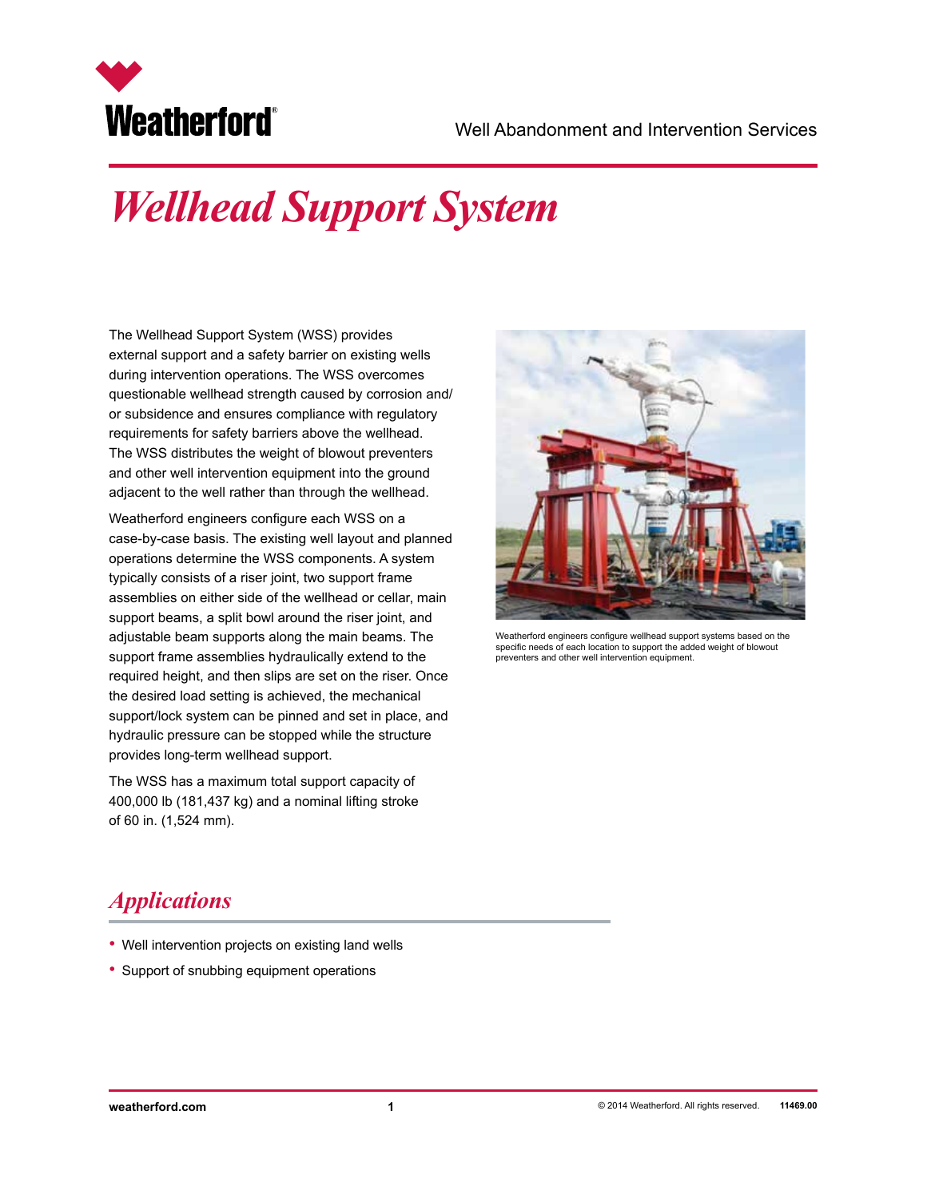Weatherford®

Well Abandonment and Intervention Services

# *Wellhead Support System*

The Wellhead Support System (WSS) provides external support and a safety barrier on existing wells during intervention operations. The WSS overcomes questionable wellhead strength caused by corrosion and/or subsidence and ensures compliance with regulatory requirements for safety barriers above the wellhead. The WSS distributes the weight of blowout preventers and other well intervention equipment into the ground adjacent to the well rather than through the wellhead.

Weatherford engineers configure each WSS on a case-by-case basis. The existing well layout and planned operations determine the WSS components. A system typically consists of a riser joint, two support frame assemblies on either side of the wellhead or cellar, main support beams, a split bowl around the riser joint, and adjustable beam supports along the main beams. The support frame assemblies hydraulically extend to the required height, and then slips are set on the riser. Once the desired load setting is achieved, the mechanical support/lock system can be pinned and set in place, and hydraulic pressure can be stopped while the structure provides long-term wellhead support.

The WSS has a maximum total support capacity of 400,000 lb (181,437 kg) and a nominal lifting stroke of 60 in. (1,524 mm).

Weatherford engineers configure wellhead support systems based on the specific needs of each location to support the added weight of blowout preventers and other well intervention equipment.

## *Applications*

- Well intervention projects on existing land wells
- Support of snubbing equipment operations

**weatherford.com**

© 2014 Weatherford. All rights reserved. **11469.00**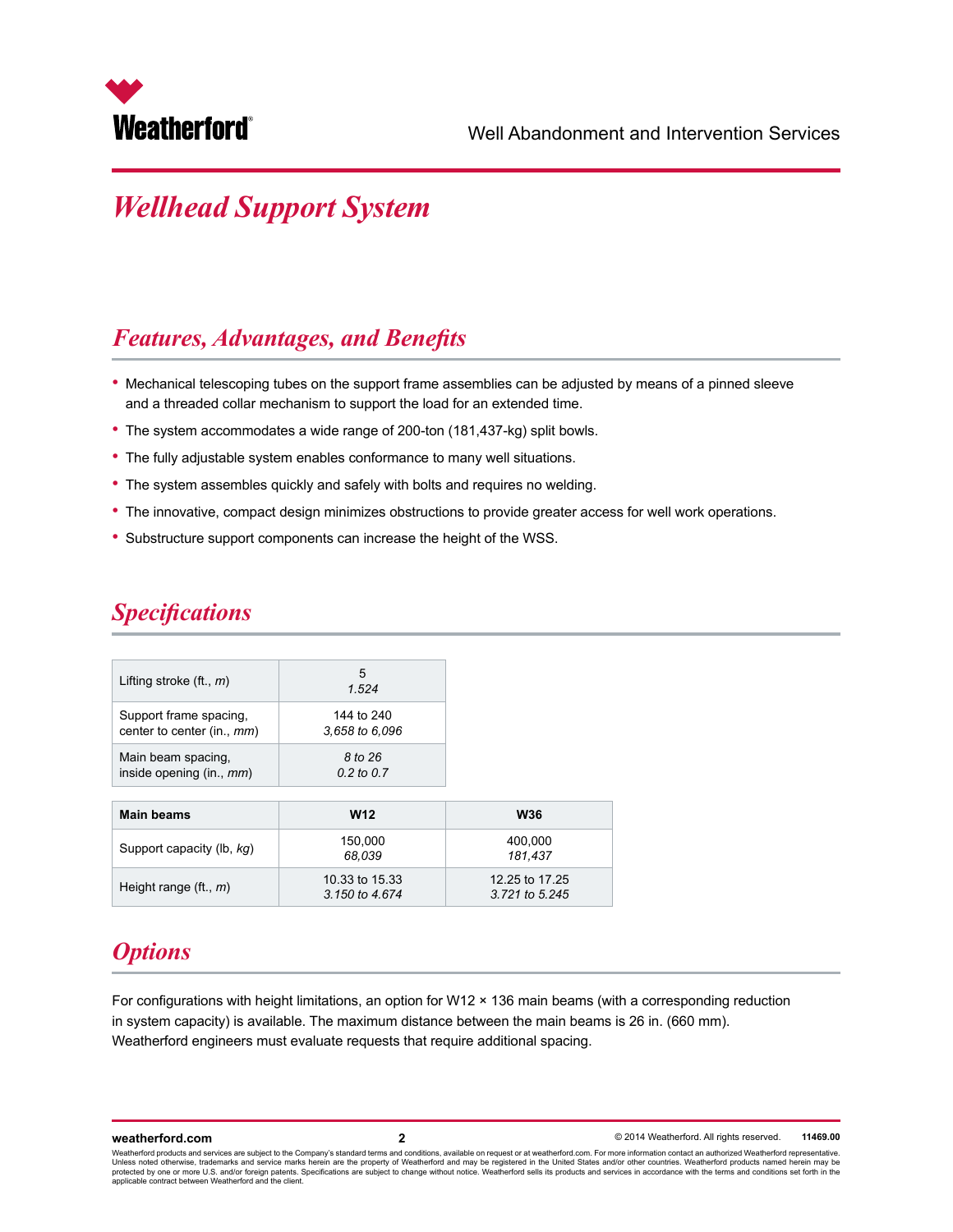# Wellhead Support System

## Features, Advantages, and Benefits

- Mechanical telescoping tubes on the support frame assemblies can be adjusted by means of a pinned sleeve and a threaded collar mechanism to support the load for an extended time.
- The system accommodates a wide range of 200-ton (181,437-kg) split bowls.
- The fully adjustable system enables conformance to many well situations.
- The system assembles quickly and safely with bolts and requires no welding.
- The innovative, compact design minimizes obstructions to provide greater access for well work operations.
- Substructure support components can increase the height of the WSS.

## Specifications

| | |
|---|---|
| Lifting stroke (ft., *m*) | 5<br>*1.524* |
| Support frame spacing, center to center (in., *mm*) | 144 to 240<br>*3,658 to 6,096* |
| Main beam spacing, inside opening (in., *mm*) | *8 to 26*<br>*0.2 to 0.7* |

| **Main beams** | **W12** | **W36** |
|---|---|---|
| Support capacity (lb, *kg*) | 150,000<br>*68,039* | 400,000<br>*181,437* |
| Height range (ft., *m*) | 10.33 to 15.33<br>*3.150 to 4.674* | 12.25 to 17.25<br>*3.721 to 5.245* |

## Options

For configurations with height limitations, an option for W12 × 136 main beams (with a corresponding reduction in system capacity) is available. The maximum distance between the main beams is 26 in. (660 mm). Weatherford engineers must evaluate requests that require additional spacing.

weatherford.com

© 2014 Weatherford. All rights reserved. **11469.00**

Weatherford products and services are subject to the Company's standard terms and conditions, available on request or at weatherford.com. For more information contact an authorized Weatherford representative. Unless noted otherwise, trademarks and service marks herein are the property of Weatherford and may be registered in the United States and/or other countries. Weatherford products named herein may be protected by one or more U.S. and/or foreign patents. Specifications are subject to change without notice. Weatherford sells its products and services in accordance with the terms and conditions set forth in the applicable contract between Weatherford and the client.